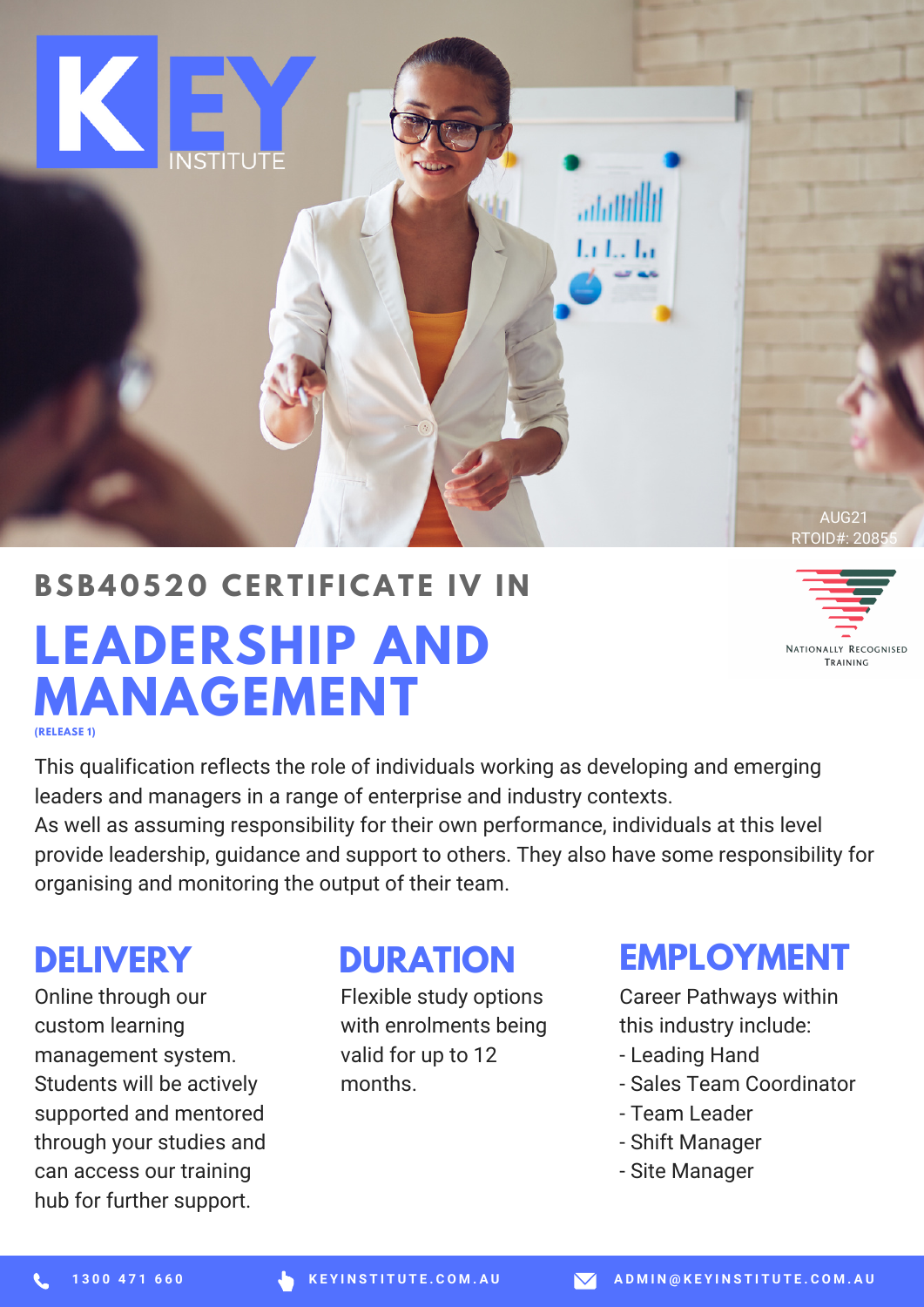KEY INSTITUTE

AUG21
RTOID#: 20855

# BSB40520 CERTIFICATE IV IN LEADERSHIP AND MANAGEMENT

(RELEASE 1)

NATIONALLY RECOGNISED TRAINING

This qualification reflects the role of individuals working as developing and emerging leaders and managers in a range of enterprise and industry contexts.
As well as assuming responsibility for their own performance, individuals at this level provide leadership, guidance and support to others. They also have some responsibility for organising and monitoring the output of their team.

## DELIVERY

Online through our custom learning management system. Students will be actively supported and mentored through your studies and can access our training hub for further support.

## DURATION

Flexible study options with enrolments being valid for up to 12 months.

## EMPLOYMENT

Career Pathways within this industry include:
- Leading Hand
- Sales Team Coordinator
- Team Leader
- Shift Manager
- Site Manager

1300 471 660 | KEYINSTITUTE.COM.AU | ADMIN@KEYINSTITUTE.COM.AU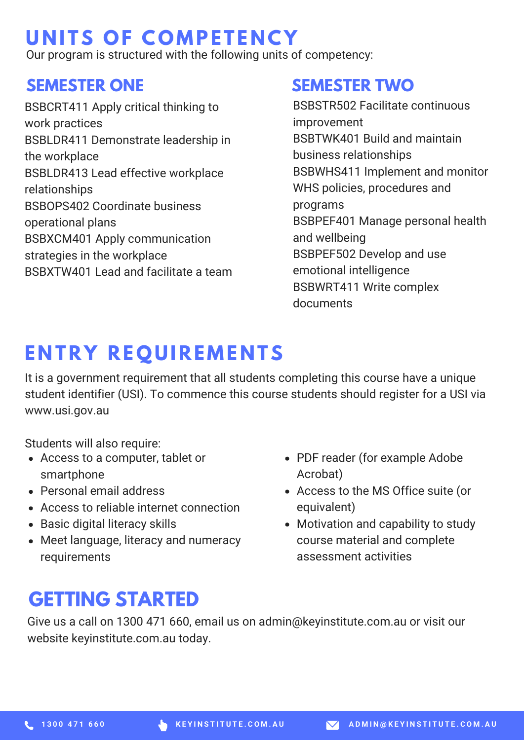# UNITS OF COMPETENCY

Our program is structured with the following units of competency:

## SEMESTER ONE

BSBCRT411 Apply critical thinking to work practices
BSBLDR411 Demonstrate leadership in the workplace
BSBLDR413 Lead effective workplace relationships
BSBOPS402 Coordinate business operational plans
BSBXCM401 Apply communication strategies in the workplace
BSBXTW401 Lead and facilitate a team

## SEMESTER TWO

BSBSTR502 Facilitate continuous improvement
BSBTWK401 Build and maintain business relationships
BSBWHS411 Implement and monitor WHS policies, procedures and programs
BSBPEF401 Manage personal health and wellbeing
BSBPEF502 Develop and use emotional intelligence
BSBWRT411 Write complex documents

# ENTRY REQUIREMENTS

It is a government requirement that all students completing this course have a unique student identifier (USI). To commence this course students should register for a USI via www.usi.gov.au

Students will also require:

- Access to a computer, tablet or smartphone
- Personal email address
- Access to reliable internet connection
- Basic digital literacy skills
- Meet language, literacy and numeracy requirements
- PDF reader (for example Adobe Acrobat)
- Access to the MS Office suite (or equivalent)
- Motivation and capability to study course material and complete assessment activities

# GETTING STARTED

Give us a call on 1300 471 660, email us on admin@keyinstitute.com.au or visit our website keyinstitute.com.au today.

1300 471 660 | KEYINSTITUTE.COM.AU | ADMIN@KEYINSTITUTE.COM.AU